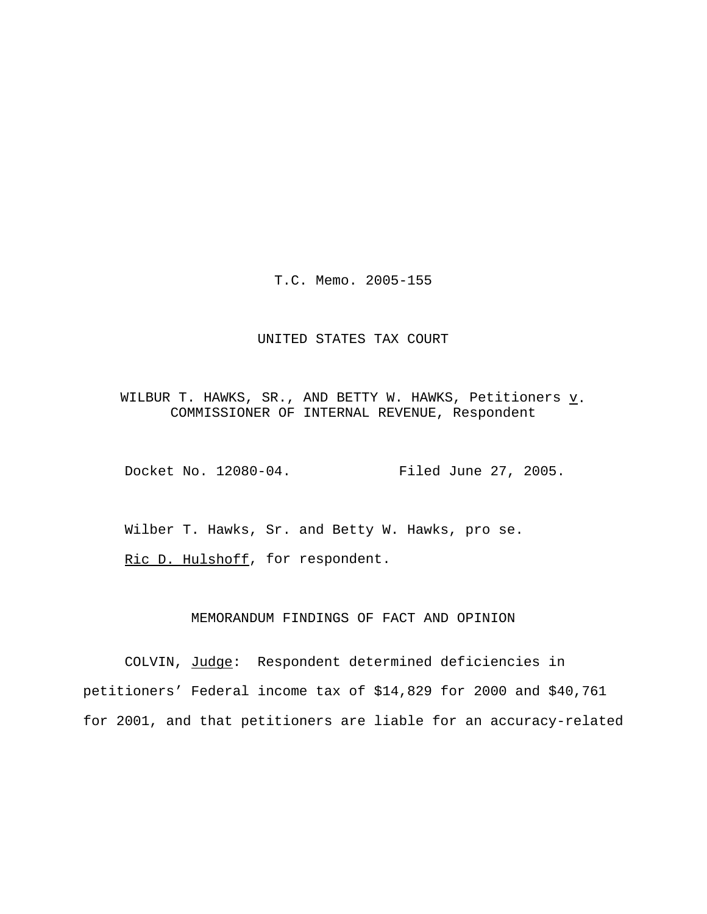T.C. Memo. 2005-155

UNITED STATES TAX COURT

WILBUR T. HAWKS, SR., AND BETTY W. HAWKS, Petitioners v.
COMMISSIONER OF INTERNAL REVENUE, Respondent

Docket No. 12080-04.          Filed June 27, 2005.

Wilber T. Hawks, Sr. and Betty W. Hawks, pro se.

Ric D. Hulshoff, for respondent.

MEMORANDUM FINDINGS OF FACT AND OPINION

COLVIN, Judge: Respondent determined deficiencies in petitioners' Federal income tax of $14,829 for 2000 and $40,761 for 2001, and that petitioners are liable for an accuracy-related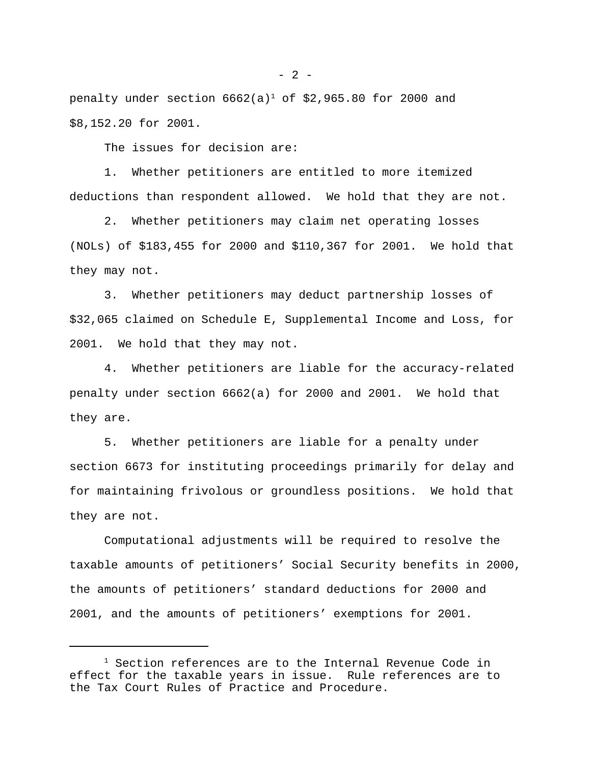penalty under section 6662(a)[1] of $2,965.80 for 2000 and $8,152.20 for 2001.

The issues for decision are:

1. Whether petitioners are entitled to more itemized deductions than respondent allowed. We hold that they are not.

2. Whether petitioners may claim net operating losses (NOLs) of $183,455 for 2000 and $110,367 for 2001. We hold that they may not.

3. Whether petitioners may deduct partnership losses of $32,065 claimed on Schedule E, Supplemental Income and Loss, for 2001. We hold that they may not.

4. Whether petitioners are liable for the accuracy-related penalty under section 6662(a) for 2000 and 2001. We hold that they are.

5. Whether petitioners are liable for a penalty under section 6673 for instituting proceedings primarily for delay and for maintaining frivolous or groundless positions. We hold that they are not.

Computational adjustments will be required to resolve the taxable amounts of petitioners' Social Security benefits in 2000, the amounts of petitioners' standard deductions for 2000 and 2001, and the amounts of petitioners' exemptions for 2001.

---

[1] Section references are to the Internal Revenue Code in effect for the taxable years in issue. Rule references are to the Tax Court Rules of Practice and Procedure.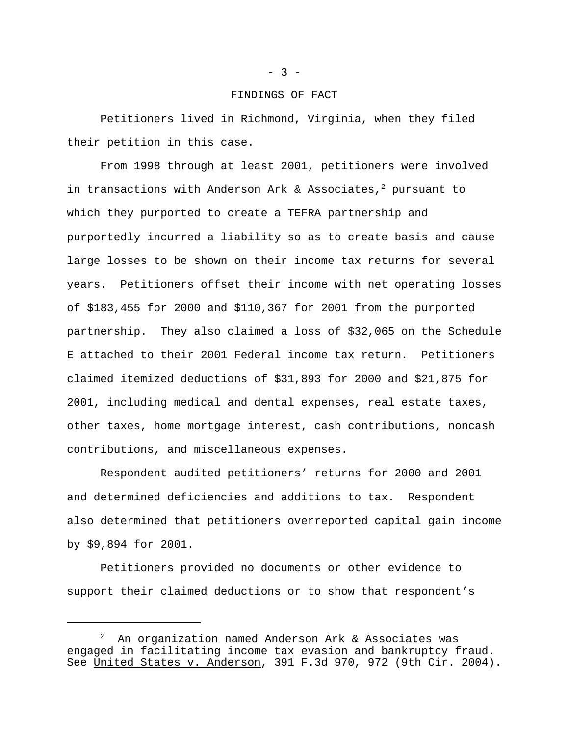## FINDINGS OF FACT

Petitioners lived in Richmond, Virginia, when they filed their petition in this case.

From 1998 through at least 2001, petitioners were involved in transactions with Anderson Ark & Associates,[2] pursuant to which they purported to create a TEFRA partnership and purportedly incurred a liability so as to create basis and cause large losses to be shown on their income tax returns for several years. Petitioners offset their income with net operating losses of $183,455 for 2000 and $110,367 for 2001 from the purported partnership. They also claimed a loss of $32,065 on the Schedule E attached to their 2001 Federal income tax return. Petitioners claimed itemized deductions of $31,893 for 2000 and $21,875 for 2001, including medical and dental expenses, real estate taxes, other taxes, home mortgage interest, cash contributions, noncash contributions, and miscellaneous expenses.

Respondent audited petitioners' returns for 2000 and 2001 and determined deficiencies and additions to tax. Respondent also determined that petitioners overreported capital gain income by $9,894 for 2001.

Petitioners provided no documents or other evidence to support their claimed deductions or to show that respondent's

---

[2] An organization named Anderson Ark & Associates was engaged in facilitating income tax evasion and bankruptcy fraud. See United States v. Anderson, 391 F.3d 970, 972 (9th Cir. 2004).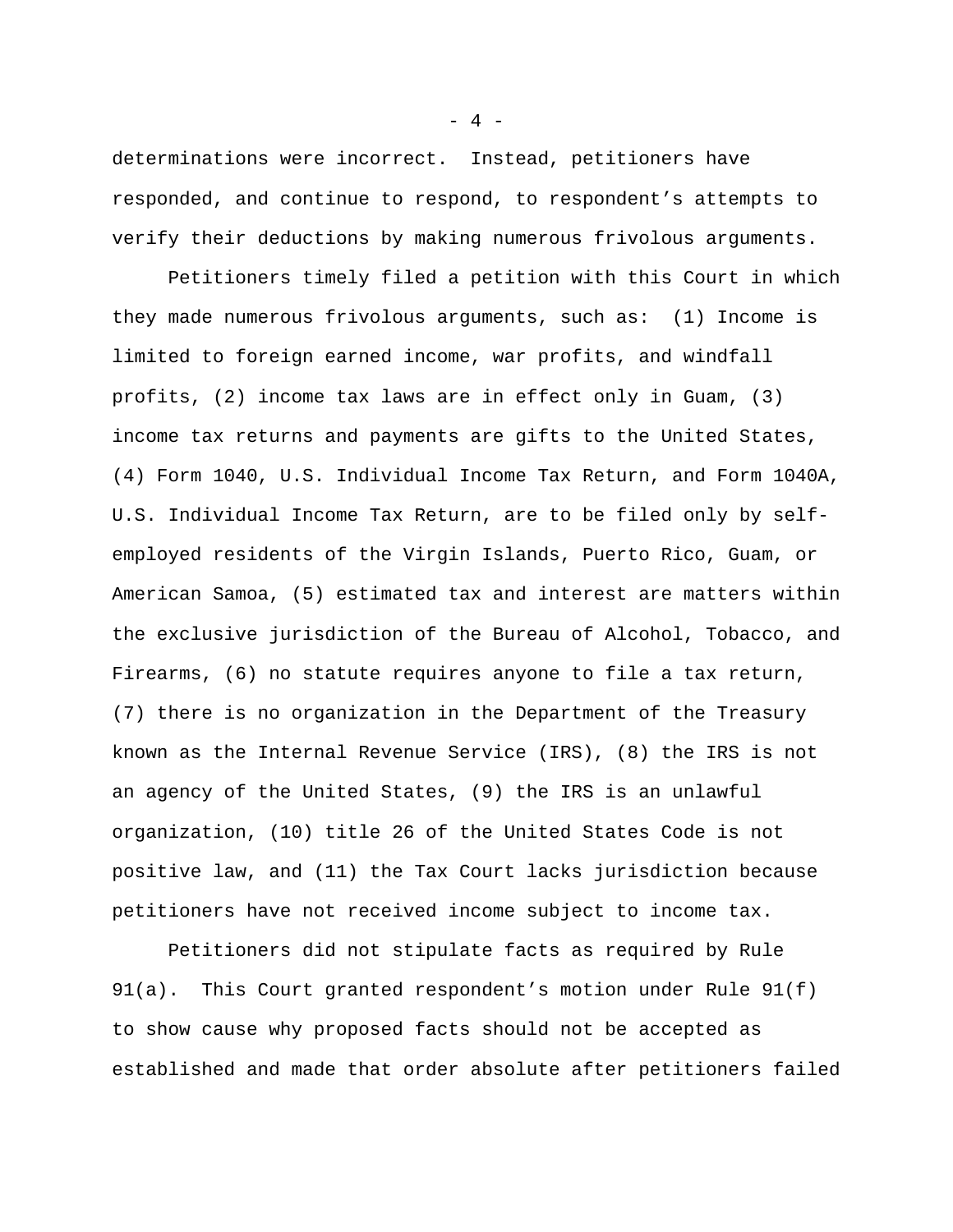determinations were incorrect. Instead, petitioners have responded, and continue to respond, to respondent's attempts to verify their deductions by making numerous frivolous arguments.

Petitioners timely filed a petition with this Court in which they made numerous frivolous arguments, such as: (1) Income is limited to foreign earned income, war profits, and windfall profits, (2) income tax laws are in effect only in Guam, (3) income tax returns and payments are gifts to the United States, (4) Form 1040, U.S. Individual Income Tax Return, and Form 1040A, U.S. Individual Income Tax Return, are to be filed only by self-employed residents of the Virgin Islands, Puerto Rico, Guam, or American Samoa, (5) estimated tax and interest are matters within the exclusive jurisdiction of the Bureau of Alcohol, Tobacco, and Firearms, (6) no statute requires anyone to file a tax return, (7) there is no organization in the Department of the Treasury known as the Internal Revenue Service (IRS), (8) the IRS is not an agency of the United States, (9) the IRS is an unlawful organization, (10) title 26 of the United States Code is not positive law, and (11) the Tax Court lacks jurisdiction because petitioners have not received income subject to income tax.

Petitioners did not stipulate facts as required by Rule 91(a). This Court granted respondent's motion under Rule 91(f) to show cause why proposed facts should not be accepted as established and made that order absolute after petitioners failed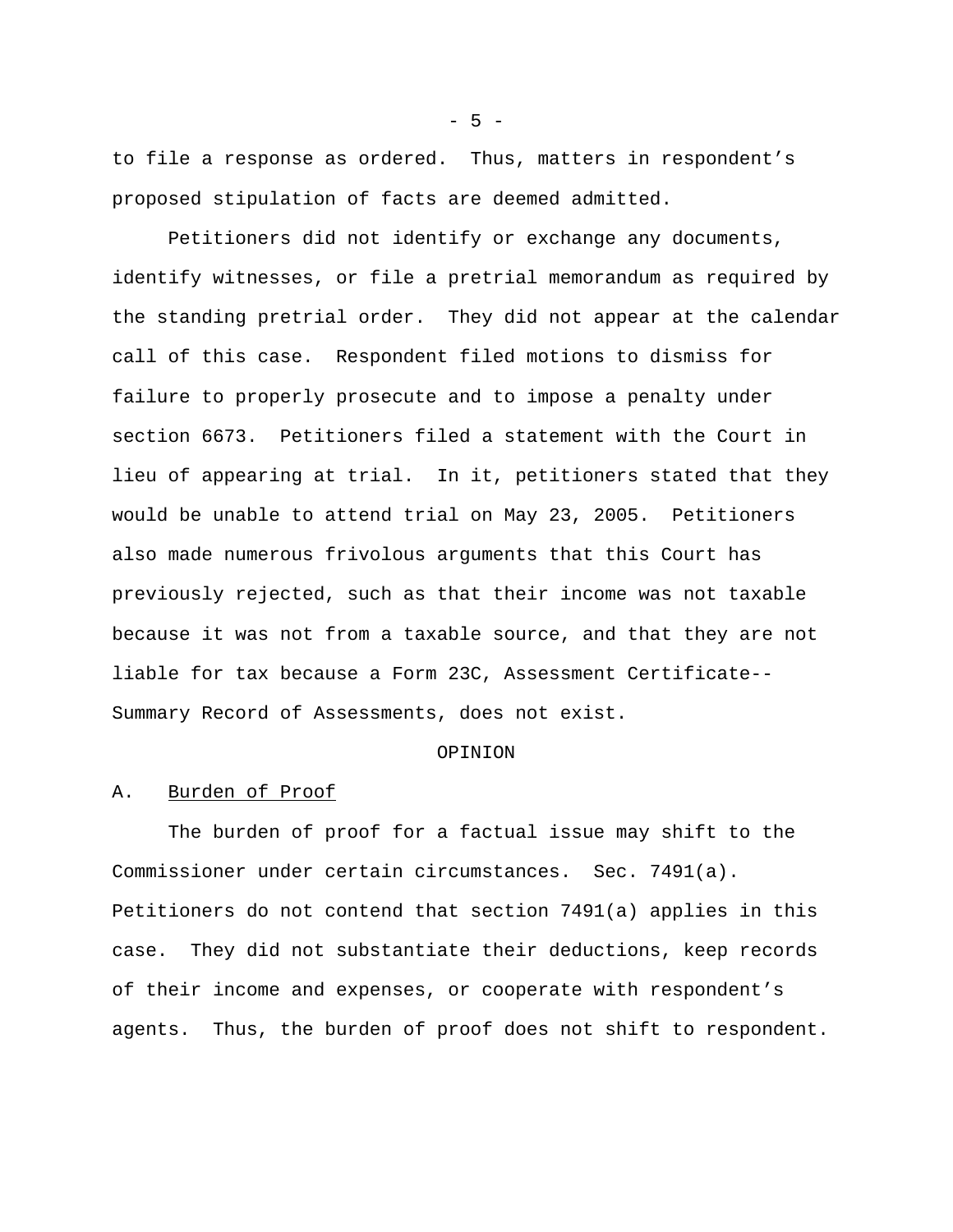to file a response as ordered. Thus, matters in respondent's proposed stipulation of facts are deemed admitted.

Petitioners did not identify or exchange any documents, identify witnesses, or file a pretrial memorandum as required by the standing pretrial order. They did not appear at the calendar call of this case. Respondent filed motions to dismiss for failure to properly prosecute and to impose a penalty under section 6673. Petitioners filed a statement with the Court in lieu of appearing at trial. In it, petitioners stated that they would be unable to attend trial on May 23, 2005. Petitioners also made numerous frivolous arguments that this Court has previously rejected, such as that their income was not taxable because it was not from a taxable source, and that they are not liable for tax because a Form 23C, Assessment Certificate--Summary Record of Assessments, does not exist.

## OPINION

### A. Burden of Proof

The burden of proof for a factual issue may shift to the Commissioner under certain circumstances. Sec. 7491(a). Petitioners do not contend that section 7491(a) applies in this case. They did not substantiate their deductions, keep records of their income and expenses, or cooperate with respondent's agents. Thus, the burden of proof does not shift to respondent.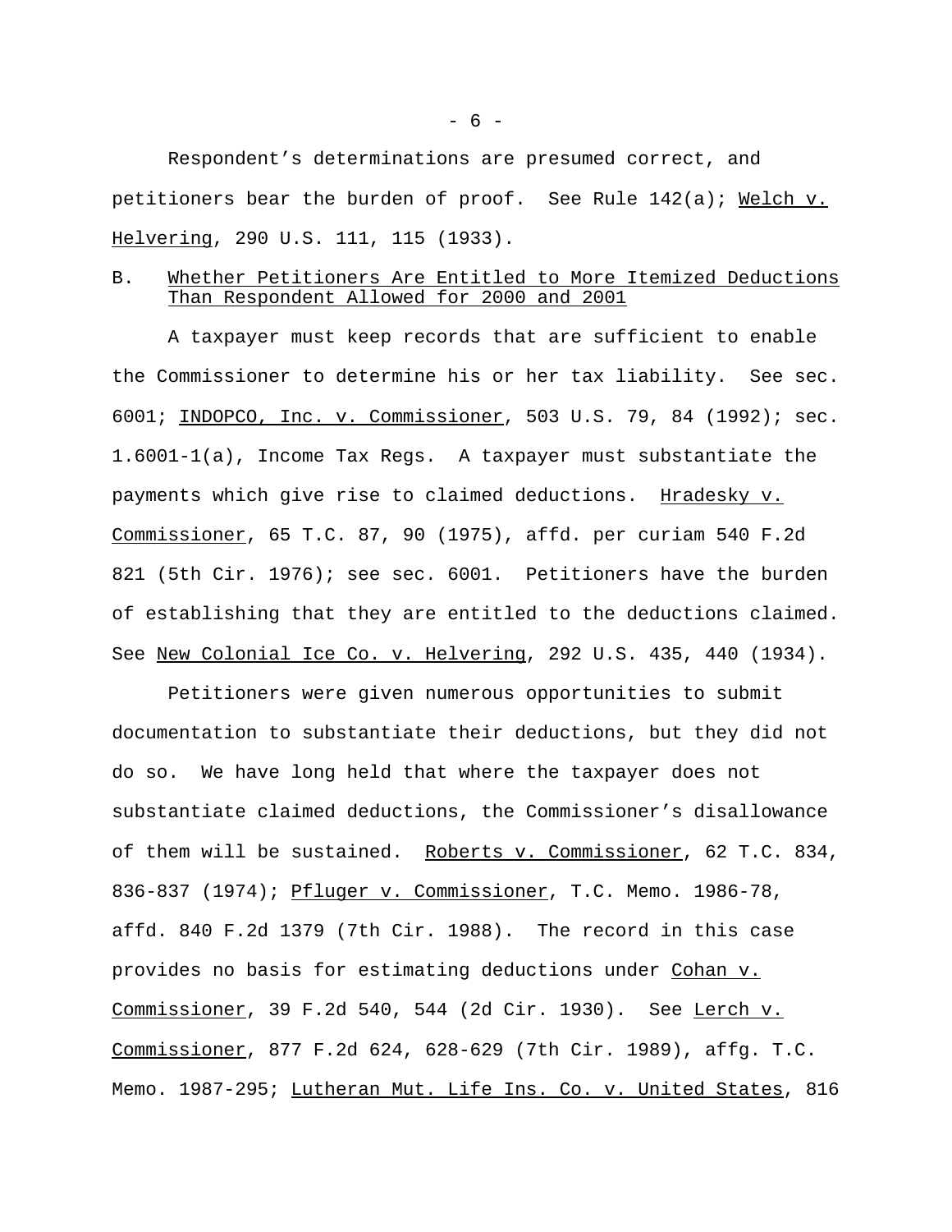Respondent's determinations are presumed correct, and petitioners bear the burden of proof. See Rule 142(a); Welch v. Helvering, 290 U.S. 111, 115 (1933).

## B. Whether Petitioners Are Entitled to More Itemized Deductions Than Respondent Allowed for 2000 and 2001

A taxpayer must keep records that are sufficient to enable the Commissioner to determine his or her tax liability. See sec. 6001; INDOPCO, Inc. v. Commissioner, 503 U.S. 79, 84 (1992); sec. 1.6001-1(a), Income Tax Regs. A taxpayer must substantiate the payments which give rise to claimed deductions. Hradesky v. Commissioner, 65 T.C. 87, 90 (1975), affd. per curiam 540 F.2d 821 (5th Cir. 1976); see sec. 6001. Petitioners have the burden of establishing that they are entitled to the deductions claimed. See New Colonial Ice Co. v. Helvering, 292 U.S. 435, 440 (1934).

Petitioners were given numerous opportunities to submit documentation to substantiate their deductions, but they did not do so. We have long held that where the taxpayer does not substantiate claimed deductions, the Commissioner's disallowance of them will be sustained. Roberts v. Commissioner, 62 T.C. 834, 836-837 (1974); Pfluger v. Commissioner, T.C. Memo. 1986-78, affd. 840 F.2d 1379 (7th Cir. 1988). The record in this case provides no basis for estimating deductions under Cohan v. Commissioner, 39 F.2d 540, 544 (2d Cir. 1930). See Lerch v. Commissioner, 877 F.2d 624, 628-629 (7th Cir. 1989), affg. T.C. Memo. 1987-295; Lutheran Mut. Life Ins. Co. v. United States, 816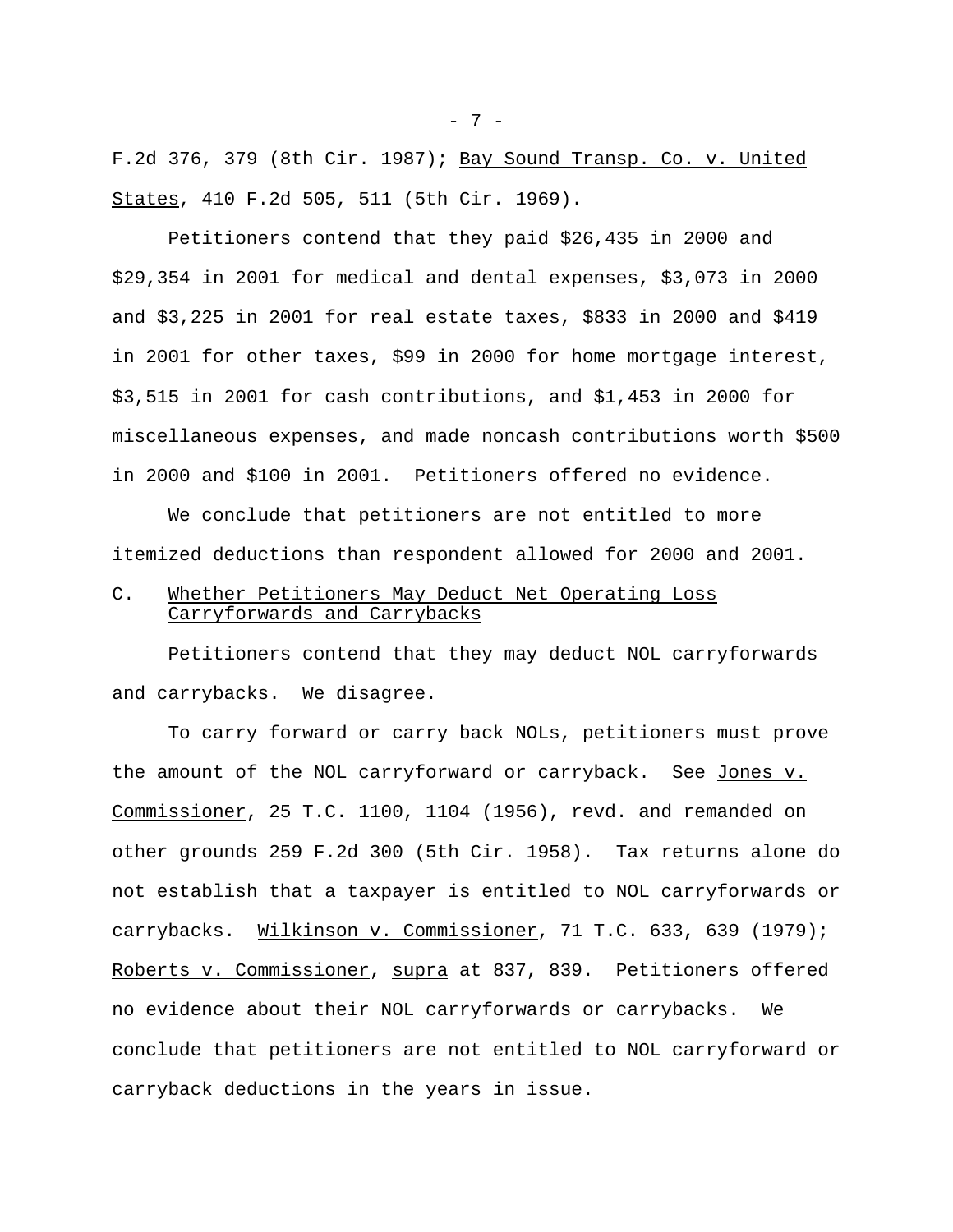F.2d 376, 379 (8th Cir. 1987); Bay Sound Transp. Co. v. United States, 410 F.2d 505, 511 (5th Cir. 1969).

Petitioners contend that they paid $26,435 in 2000 and $29,354 in 2001 for medical and dental expenses, $3,073 in 2000 and $3,225 in 2001 for real estate taxes, $833 in 2000 and $419 in 2001 for other taxes, $99 in 2000 for home mortgage interest, $3,515 in 2001 for cash contributions, and $1,453 in 2000 for miscellaneous expenses, and made noncash contributions worth $500 in 2000 and $100 in 2001. Petitioners offered no evidence.

We conclude that petitioners are not entitled to more itemized deductions than respondent allowed for 2000 and 2001.

C. Whether Petitioners May Deduct Net Operating Loss Carryforwards and Carrybacks

Petitioners contend that they may deduct NOL carryforwards and carrybacks. We disagree.

To carry forward or carry back NOLs, petitioners must prove the amount of the NOL carryforward or carryback. See Jones v. Commissioner, 25 T.C. 1100, 1104 (1956), revd. and remanded on other grounds 259 F.2d 300 (5th Cir. 1958). Tax returns alone do not establish that a taxpayer is entitled to NOL carryforwards or carrybacks. Wilkinson v. Commissioner, 71 T.C. 633, 639 (1979); Roberts v. Commissioner, supra at 837, 839. Petitioners offered no evidence about their NOL carryforwards or carrybacks. We conclude that petitioners are not entitled to NOL carryforward or carryback deductions in the years in issue.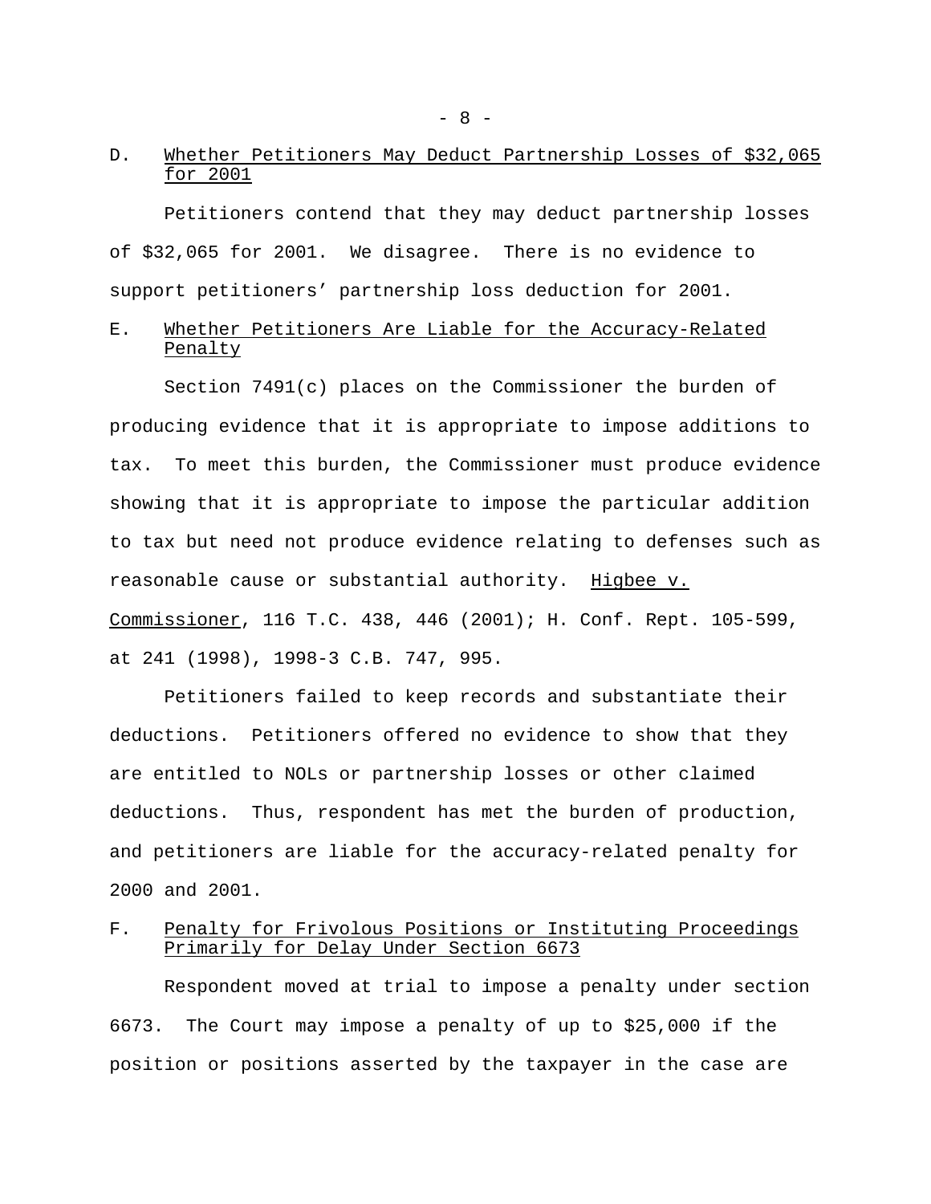## D. Whether Petitioners May Deduct Partnership Losses of $32,065 for 2001

Petitioners contend that they may deduct partnership losses of $32,065 for 2001. We disagree. There is no evidence to support petitioners' partnership loss deduction for 2001.

## E. Whether Petitioners Are Liable for the Accuracy-Related Penalty

Section 7491(c) places on the Commissioner the burden of producing evidence that it is appropriate to impose additions to tax. To meet this burden, the Commissioner must produce evidence showing that it is appropriate to impose the particular addition to tax but need not produce evidence relating to defenses such as reasonable cause or substantial authority. Higbee v. Commissioner, 116 T.C. 438, 446 (2001); H. Conf. Rept. 105-599, at 241 (1998), 1998-3 C.B. 747, 995.

Petitioners failed to keep records and substantiate their deductions. Petitioners offered no evidence to show that they are entitled to NOLs or partnership losses or other claimed deductions. Thus, respondent has met the burden of production, and petitioners are liable for the accuracy-related penalty for 2000 and 2001.

## F. Penalty for Frivolous Positions or Instituting Proceedings Primarily for Delay Under Section 6673

Respondent moved at trial to impose a penalty under section 6673. The Court may impose a penalty of up to $25,000 if the position or positions asserted by the taxpayer in the case are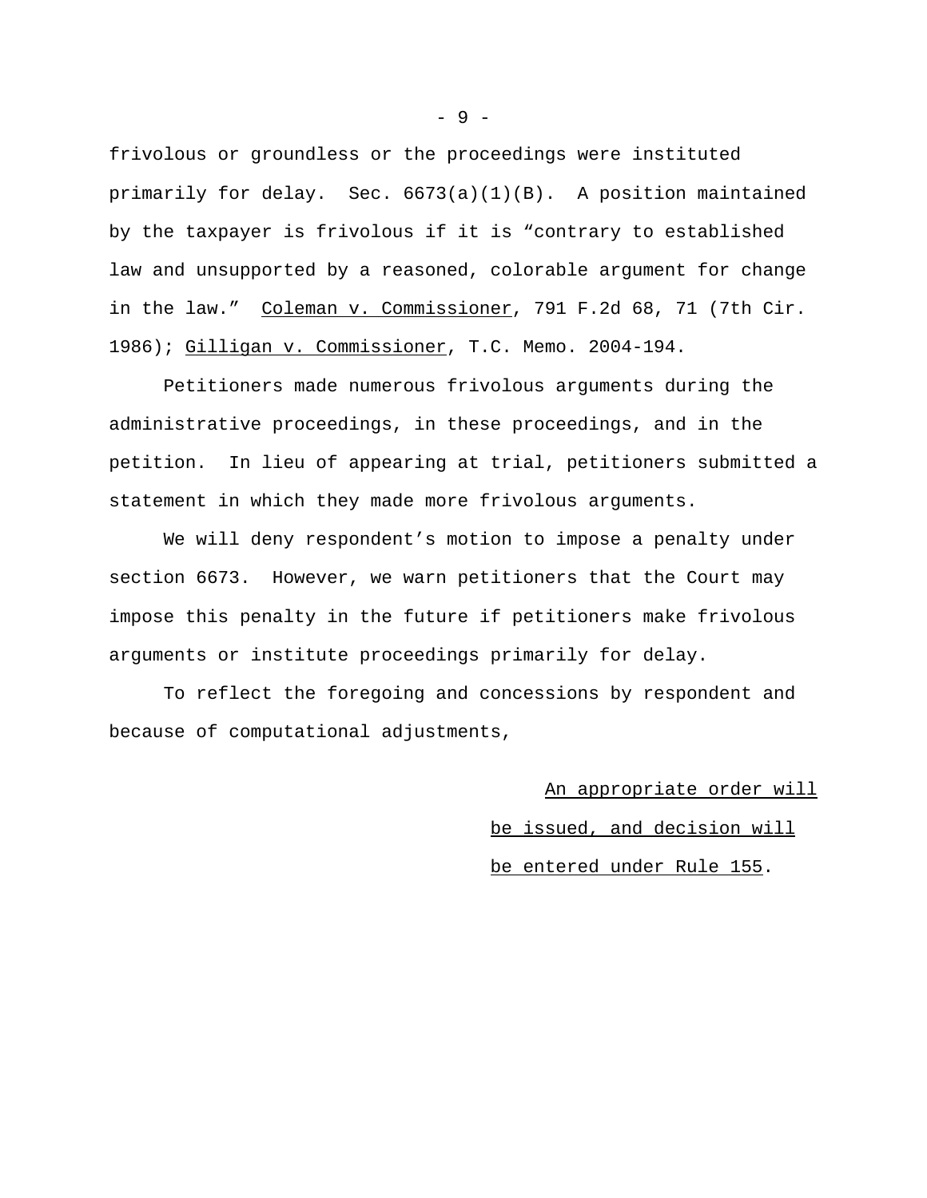frivolous or groundless or the proceedings were instituted primarily for delay. Sec. 6673(a)(1)(B). A position maintained by the taxpayer is frivolous if it is "contrary to established law and unsupported by a reasoned, colorable argument for change in the law." Coleman v. Commissioner, 791 F.2d 68, 71 (7th Cir. 1986); Gilligan v. Commissioner, T.C. Memo. 2004-194.

Petitioners made numerous frivolous arguments during the administrative proceedings, in these proceedings, and in the petition. In lieu of appearing at trial, petitioners submitted a statement in which they made more frivolous arguments.

We will deny respondent's motion to impose a penalty under section 6673. However, we warn petitioners that the Court may impose this penalty in the future if petitioners make frivolous arguments or institute proceedings primarily for delay.

To reflect the foregoing and concessions by respondent and because of computational adjustments,

An appropriate order will be issued, and decision will be entered under Rule 155.